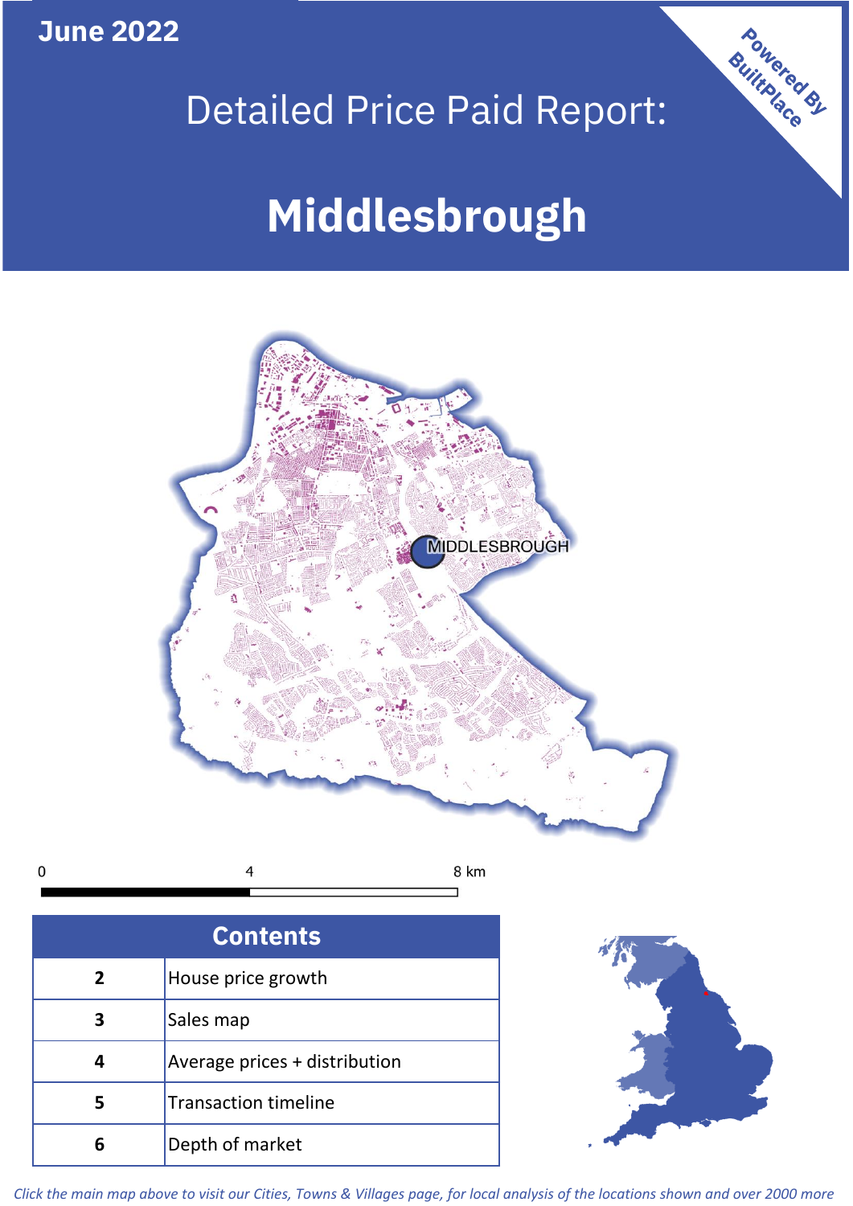**June 2022**

Powered By BuiltPlace

# Detailed Price Paid Report:

# Middlesbrough

| Contents | |
|---|---|
| 2 | House price growth |
| 3 | Sales map |
| 4 | Average prices + distribution |
| 5 | Transaction timeline |
| 6 | Depth of market |

*Click the main map above to visit our Cities, Towns & Villages page, for local analysis of the locations shown and over 2000 more*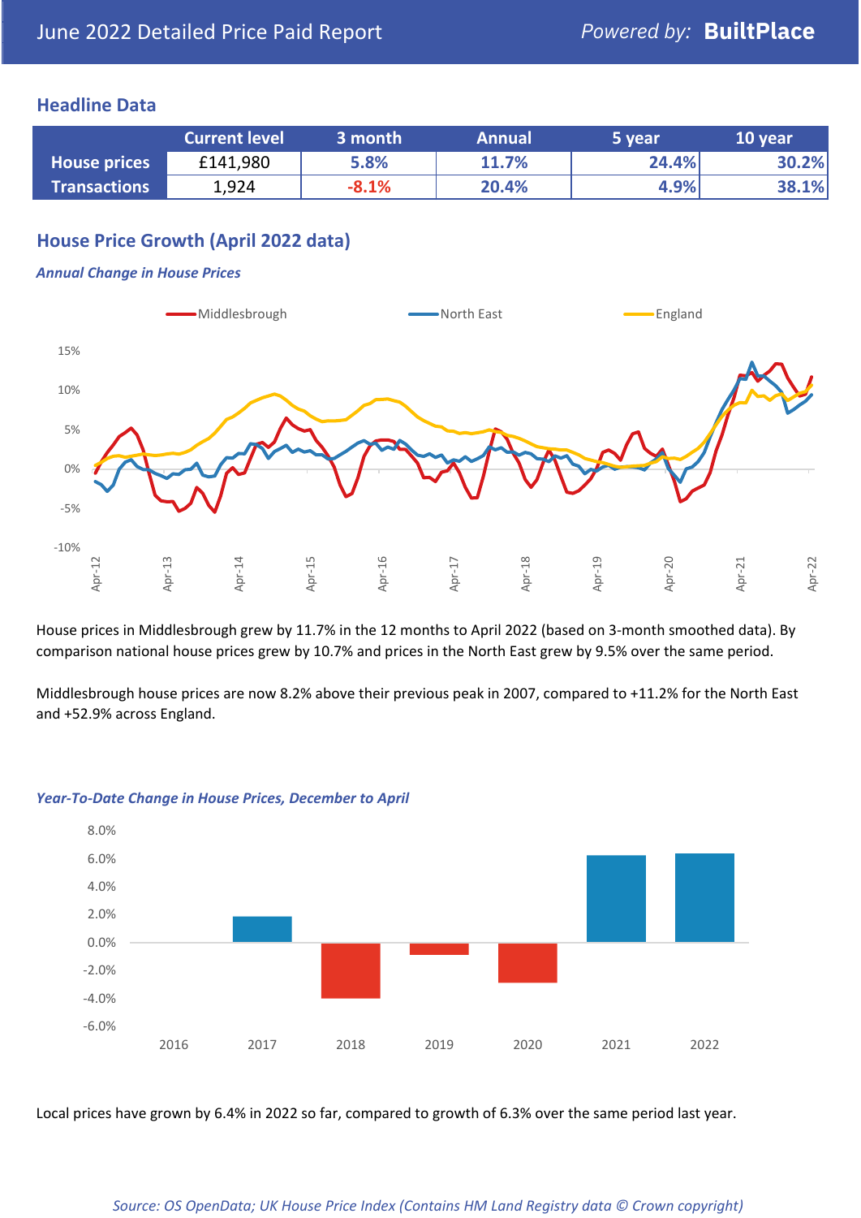# June 2022 Detailed Price Paid Report

*Powered by:* **BuiltPlace**

## Headline Data

| | Current level | 3 month | Annual | 5 year | 10 year |
|---|---|---|---|---|---|
| **House prices** | £141,980 | 5.8% | 11.7% | 24.4% | 30.2% |
| **Transactions** | 1,924 | -8.1% | 20.4% | 4.9% | 38.1% |

## House Price Growth (April 2022 data)

### *Annual Change in House Prices*

House prices in Middlesbrough grew by 11.7% in the 12 months to April 2022 (based on 3-month smoothed data). By comparison national house prices grew by 10.7% and prices in the North East grew by 9.5% over the same period.

Middlesbrough house prices are now 8.2% above their previous peak in 2007, compared to +11.2% for the North East and +52.9% across England.

### *Year-To-Date Change in House Prices, December to April*

Local prices have grown by 6.4% in 2022 so far, compared to growth of 6.3% over the same period last year.

*Source: OS OpenData; UK House Price Index (Contains HM Land Registry data © Crown copyright)*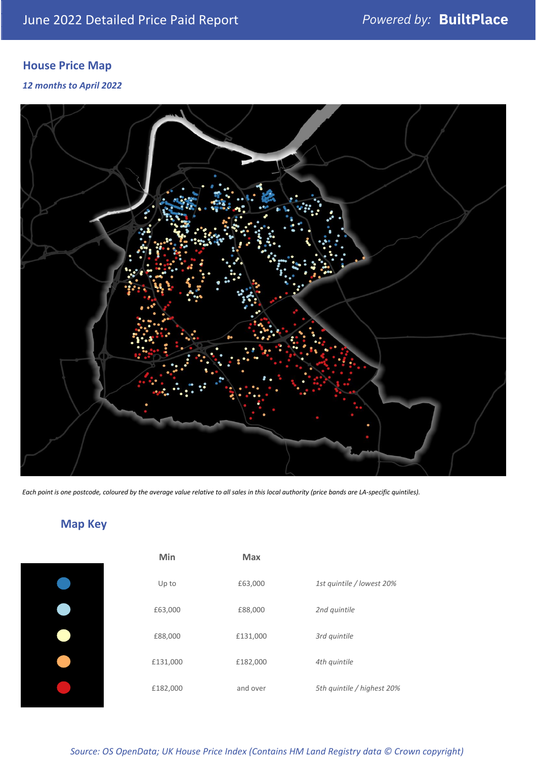## House Price Map

*12 months to April 2022*

*Each point is one postcode, coloured by the average value relative to all sales in this local authority (price bands are LA-specific quintiles).*

## Map Key

| Min | Max | |
|---|---|---|
| Up to | £63,000 | *1st quintile / lowest 20%* |
| £63,000 | £88,000 | *2nd quintile* |
| £88,000 | £131,000 | *3rd quintile* |
| £131,000 | £182,000 | *4th quintile* |
| £182,000 | and over | *5th quintile / highest 20%* |

*Source: OS OpenData; UK House Price Index (Contains HM Land Registry data © Crown copyright)*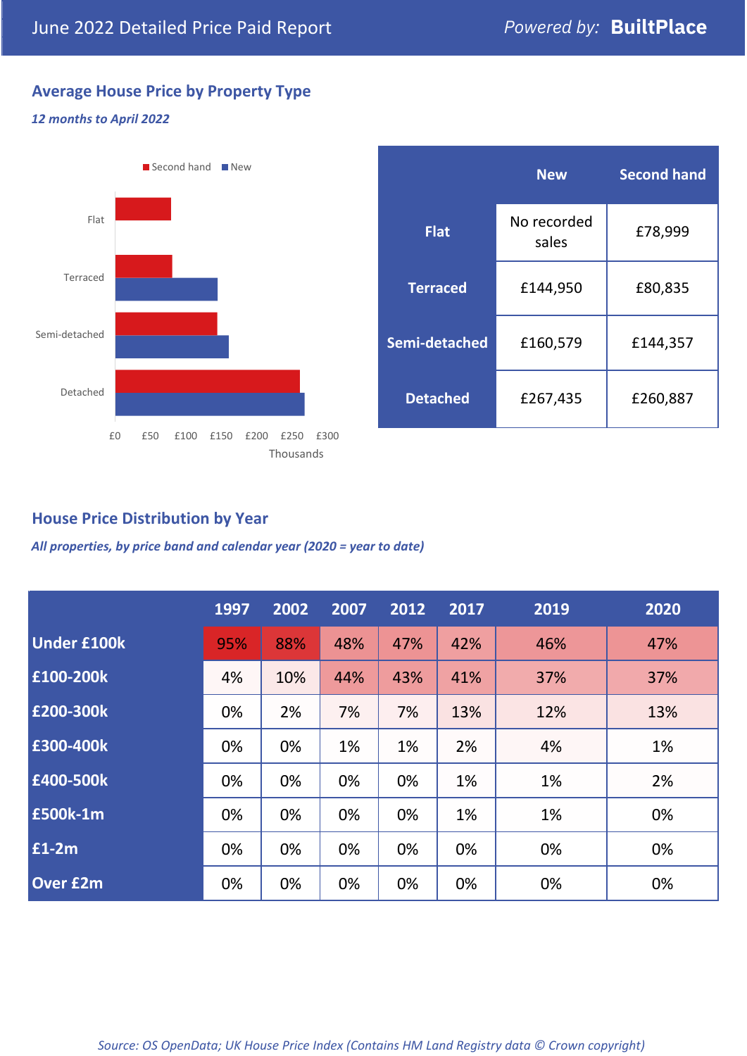June 2022 Detailed Price Paid Report — *Powered by:* **BuiltPlace**

## Average House Price by Property Type

***12 months to April 2022***

| | New | Second hand |
|---|---|---|
| **Flat** | No recorded sales | £78,999 |
| **Terraced** | £144,950 | £80,835 |
| **Semi-detached** | £160,579 | £144,357 |
| **Detached** | £267,435 | £260,887 |

## House Price Distribution by Year

***All properties, by price band and calendar year (2020 = year to date)***

| | 1997 | 2002 | 2007 | 2012 | 2017 | 2019 | 2020 |
|---|---|---|---|---|---|---|---|
| **Under £100k** | 95% | 88% | 48% | 47% | 42% | 46% | 47% |
| **£100-200k** | 4% | 10% | 44% | 43% | 41% | 37% | 37% |
| **£200-300k** | 0% | 2% | 7% | 7% | 13% | 12% | 13% |
| **£300-400k** | 0% | 0% | 1% | 1% | 2% | 4% | 1% |
| **£400-500k** | 0% | 0% | 0% | 0% | 1% | 1% | 2% |
| **£500k-1m** | 0% | 0% | 0% | 0% | 1% | 1% | 0% |
| **£1-2m** | 0% | 0% | 0% | 0% | 0% | 0% | 0% |
| **Over £2m** | 0% | 0% | 0% | 0% | 0% | 0% | 0% |

*Source: OS OpenData; UK House Price Index (Contains HM Land Registry data © Crown copyright)*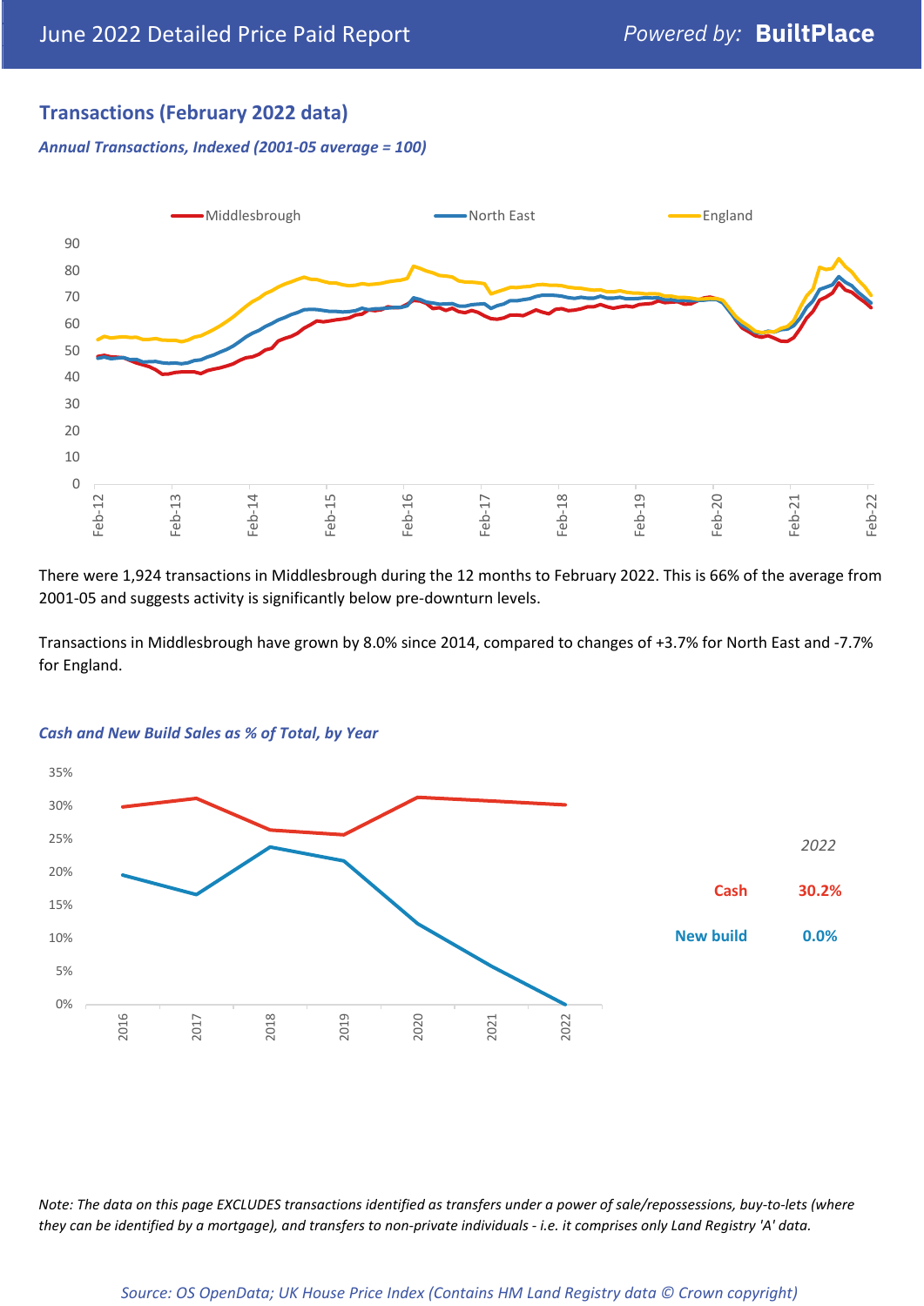## Transactions (February 2022 data)

*Annual Transactions, Indexed (2001-05 average = 100)*

There were 1,924 transactions in Middlesbrough during the 12 months to February 2022. This is 66% of the average from 2001-05 and suggests activity is significantly below pre-downturn levels.

Transactions in Middlesbrough have grown by 8.0% since 2014, compared to changes of +3.7% for North East and -7.7% for England.

*Cash and New Build Sales as % of Total, by Year*

| 2022 | |
|---|---|
| Cash | 30.2% |
| New build | 0.0% |

*Note: The data on this page EXCLUDES transactions identified as transfers under a power of sale/repossessions, buy-to-lets (where they can be identified by a mortgage), and transfers to non-private individuals - i.e. it comprises only Land Registry 'A' data.*

*Source: OS OpenData; UK House Price Index (Contains HM Land Registry data © Crown copyright)*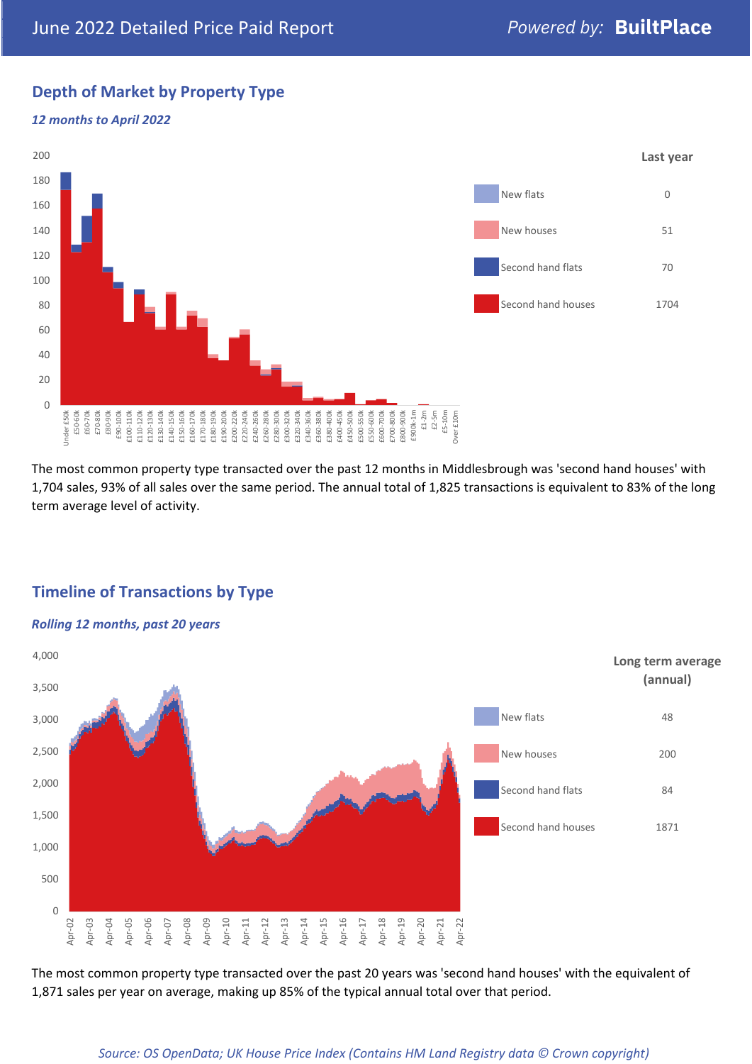June 2022 Detailed Price Paid Report

Powered by: **BuiltPlace**

## Depth of Market by Property Type

*12 months to April 2022*

200
180
160
140
120
100
80
60
40
20
0

Under £50k, £50-60k, £60-70k, £70-80k, £80-90k, £90-100k, £100-110k, £110-120k, £120-130k, £130-140k, £140-150k, £150-160k, £160-170k, £170-180k, £180-190k, £190-200k, £200-220k, £220-240k, £240-260k, £260-280k, £280-300k, £300-320k, £320-340k, £340-360k, £360-380k, £380-400k, £400-450k, £450-500k, £500-550k, £550-600k, £600-700k, £700-800k, £800-900k, £900k-1m, £1-2m, £2-5m, £5-10m, Over £10m

Last year

New flats 0

New houses 51

Second hand flats 70

Second hand houses 1704

The most common property type transacted over the past 12 months in Middlesbrough was 'second hand houses' with 1,704 sales, 93% of all sales over the same period. The annual total of 1,825 transactions is equivalent to 83% of the long term average level of activity.

## Timeline of Transactions by Type

*Rolling 12 months, past 20 years*

4,000
3,500
3,000
2,500
2,000
1,500
1,000
500
0

Apr-02, Apr-03, Apr-04, Apr-05, Apr-06, Apr-07, Apr-08, Apr-09, Apr-10, Apr-11, Apr-12, Apr-13, Apr-14, Apr-15, Apr-16, Apr-17, Apr-18, Apr-19, Apr-20, Apr-21, Apr-22

Long term average (annual)

New flats 48

New houses 200

Second hand flats 84

Second hand houses 1871

The most common property type transacted over the past 20 years was 'second hand houses' with the equivalent of 1,871 sales per year on average, making up 85% of the typical annual total over that period.

*Source: OS OpenData; UK House Price Index (Contains HM Land Registry data © Crown copyright)*